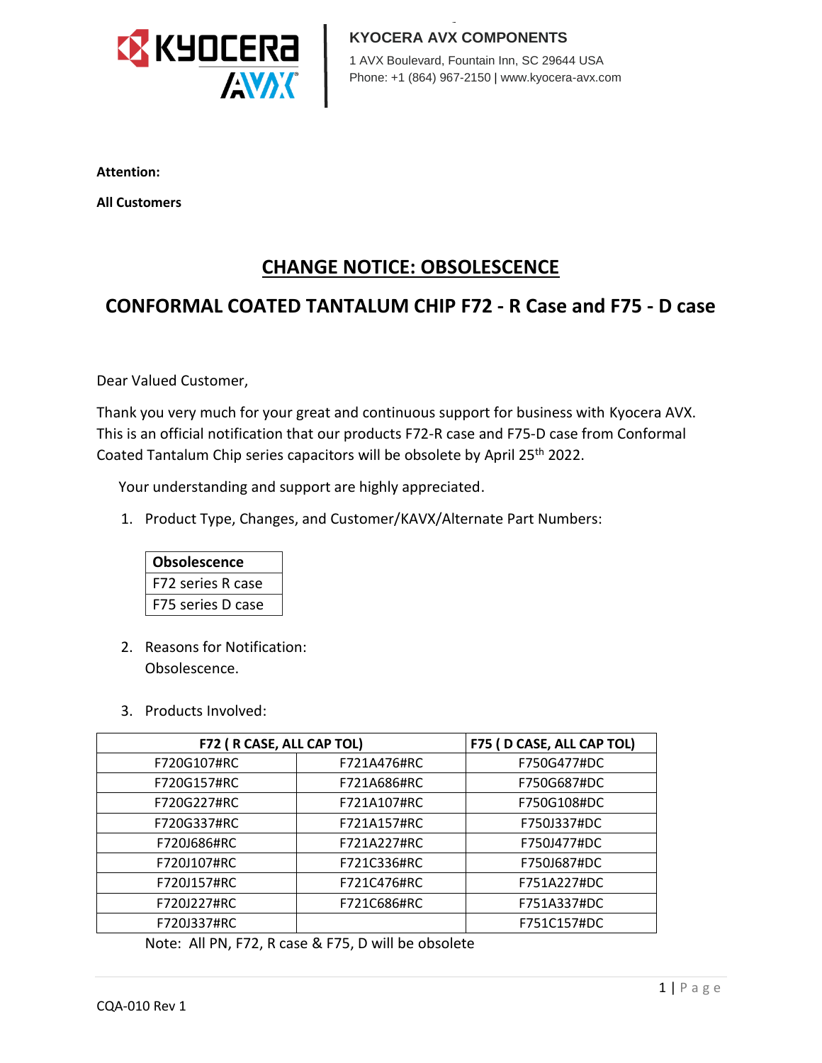KYOCERA AVX COMPONENTS

1 AVX Boulevard, Fountain Inn, SC 29644 USA
Phone: +1 (864) 967-2150 | www.kyocera-avx.com

**Attention:**

**All Customers**

# CHANGE NOTICE: OBSOLESCENCE

## CONFORMAL COATED TANTALUM CHIP F72 - R Case and F75 - D case

Dear Valued Customer,

Thank you very much for your great and continuous support for business with Kyocera AVX. This is an official notification that our products F72-R case and F75-D case from Conformal Coated Tantalum Chip series capacitors will be obsolete by April 25th 2022.

Your understanding and support are highly appreciated.

1. Product Type, Changes, and Customer/KAVX/Alternate Part Numbers:

| **Obsolescence** |
|---|
| F72 series R case |
| F75 series D case |

2. Reasons for Notification:
   Obsolescence.

3. Products Involved:

| **F72 ( R CASE, ALL CAP TOL)** | | **F75 ( D CASE, ALL CAP TOL)** |
|---|---|---|
| F720G107#RC | F721A476#RC | F750G477#DC |
| F720G157#RC | F721A686#RC | F750G687#DC |
| F720G227#RC | F721A107#RC | F750G108#DC |
| F720G337#RC | F721A157#RC | F750J337#DC |
| F720J686#RC | F721A227#RC | F750J477#DC |
| F720J107#RC | F721C336#RC | F750J687#DC |
| F720J157#RC | F721C476#RC | F751A227#DC |
| F720J227#RC | F721C686#RC | F751A337#DC |
| F720J337#RC | | F751C157#DC |

Note: All PN, F72, R case & F75, D will be obsolete

CQA-010 Rev 1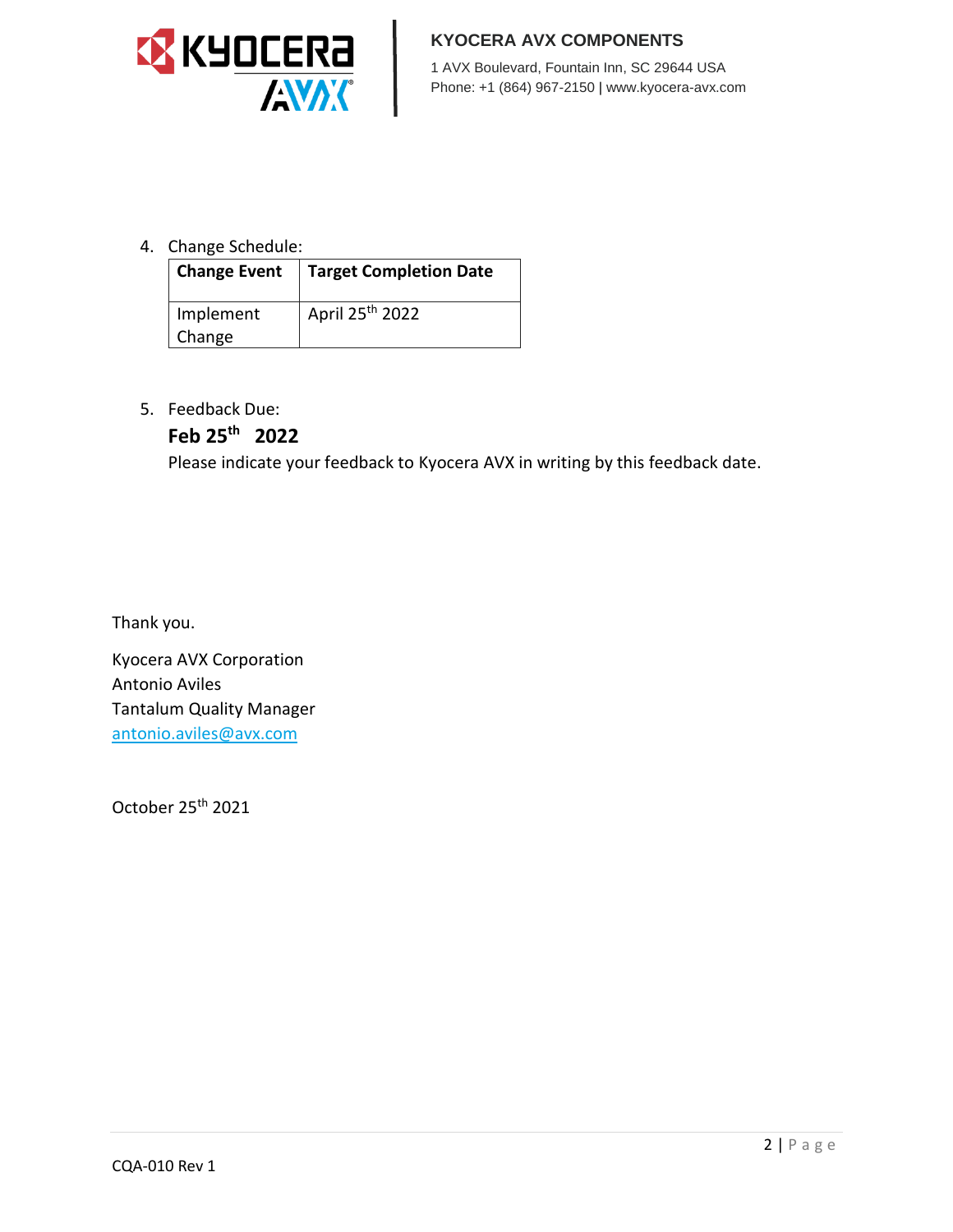4. Change Schedule:

| **Change Event** | **Target Completion Date** |
| --- | --- |
| Implement Change | April 25th 2022 |

5. Feedback Due:

   **Feb 25th 2022**

   Please indicate your feedback to Kyocera AVX in writing by this feedback date.

Thank you.

Kyocera AVX Corporation
Antonio Aviles
Tantalum Quality Manager
antonio.aviles@avx.com

October 25th 2021

CQA-010 Rev 1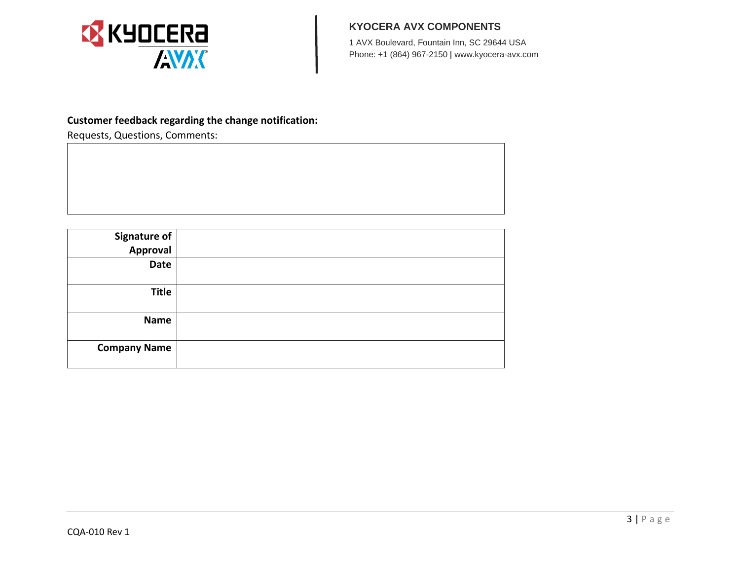**KYOCERA AVX COMPONENTS**

1 AVX Boulevard, Fountain Inn, SC 29644 USA
Phone: +1 (864) 967-2150 | www.kyocera-avx.com

**Customer feedback regarding the change notification:**

Requests, Questions, Comments:

| |
|---|
| |

| | |
|---|---|
| **Signature of Approval** | |
| **Date** | |
| **Title** | |
| **Name** | |
| **Company Name** | |

CQA-010 Rev 1